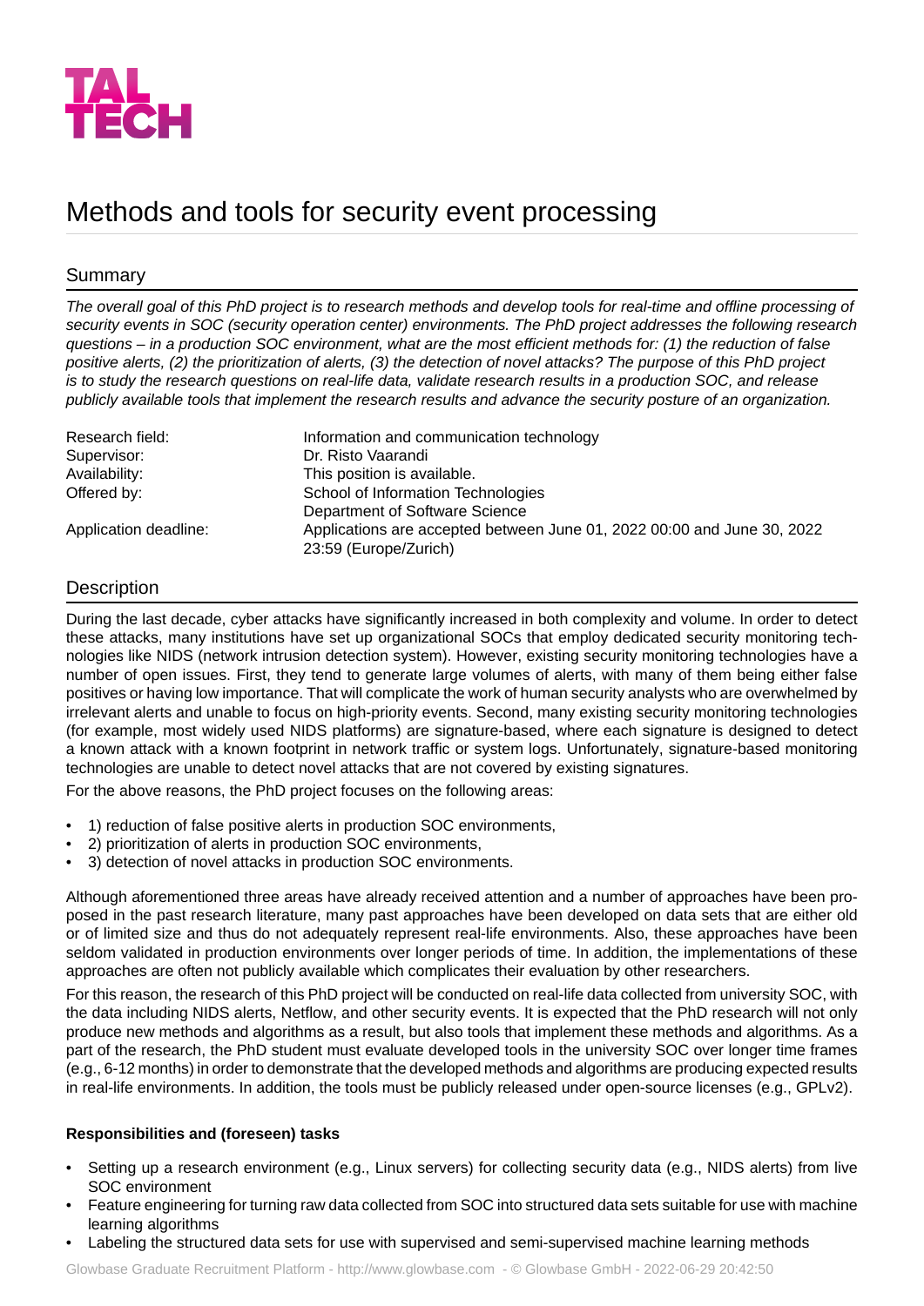TAL TECH

# Methods and tools for security event processing

## Summary

*The overall goal of this PhD project is to research methods and develop tools for real-time and offline processing of security events in SOC (security operation center) environments. The PhD project addresses the following research questions – in a production SOC environment, what are the most efficient methods for: (1) the reduction of false positive alerts, (2) the prioritization of alerts, (3) the detection of novel attacks? The purpose of this PhD project is to study the research questions on real-life data, validate research results in a production SOC, and release publicly available tools that implement the research results and advance the security posture of an organization.*

| | |
|---|---|
| Research field: | Information and communication technology |
| Supervisor: | Dr. Risto Vaarandi |
| Availability: | This position is available. |
| Offered by: | School of Information Technologies<br>Department of Software Science |
| Application deadline: | Applications are accepted between June 01, 2022 00:00 and June 30, 2022 23:59 (Europe/Zurich) |

## Description

During the last decade, cyber attacks have significantly increased in both complexity and volume. In order to detect these attacks, many institutions have set up organizational SOCs that employ dedicated security monitoring technologies like NIDS (network intrusion detection system). However, existing security monitoring technologies have a number of open issues. First, they tend to generate large volumes of alerts, with many of them being either false positives or having low importance. That will complicate the work of human security analysts who are overwhelmed by irrelevant alerts and unable to focus on high-priority events. Second, many existing security monitoring technologies (for example, most widely used NIDS platforms) are signature-based, where each signature is designed to detect a known attack with a known footprint in network traffic or system logs. Unfortunately, signature-based monitoring technologies are unable to detect novel attacks that are not covered by existing signatures.

For the above reasons, the PhD project focuses on the following areas:

- 1) reduction of false positive alerts in production SOC environments,
- 2) prioritization of alerts in production SOC environments,
- 3) detection of novel attacks in production SOC environments.

Although aforementioned three areas have already received attention and a number of approaches have been proposed in the past research literature, many past approaches have been developed on data sets that are either old or of limited size and thus do not adequately represent real-life environments. Also, these approaches have been seldom validated in production environments over longer periods of time. In addition, the implementations of these approaches are often not publicly available which complicates their evaluation by other researchers.

For this reason, the research of this PhD project will be conducted on real-life data collected from university SOC, with the data including NIDS alerts, Netflow, and other security events. It is expected that the PhD research will not only produce new methods and algorithms as a result, but also tools that implement these methods and algorithms. As a part of the research, the PhD student must evaluate developed tools in the university SOC over longer time frames (e.g., 6-12 months) in order to demonstrate that the developed methods and algorithms are producing expected results in real-life environments. In addition, the tools must be publicly released under open-source licenses (e.g., GPLv2).

**Responsibilities and (foreseen) tasks**

- Setting up a research environment (e.g., Linux servers) for collecting security data (e.g., NIDS alerts) from live SOC environment
- Feature engineering for turning raw data collected from SOC into structured data sets suitable for use with machine learning algorithms
- Labeling the structured data sets for use with supervised and semi-supervised machine learning methods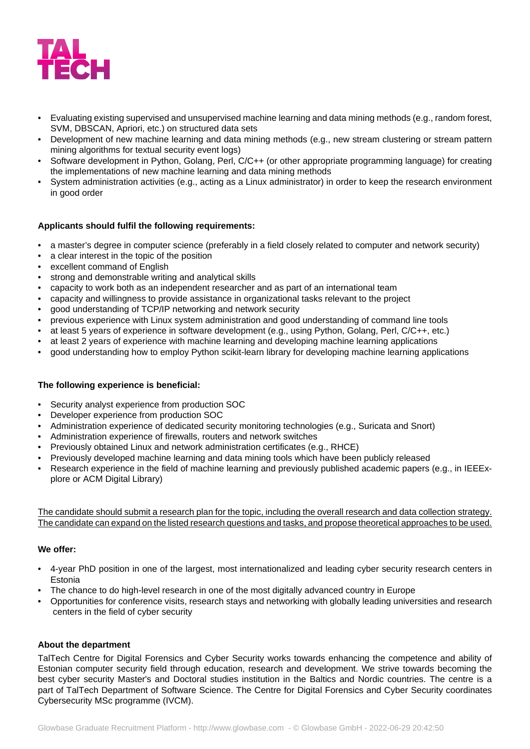- Evaluating existing supervised and unsupervised machine learning and data mining methods (e.g., random forest, SVM, DBSCAN, Apriori, etc.) on structured data sets
- Development of new machine learning and data mining methods (e.g., new stream clustering or stream pattern mining algorithms for textual security event logs)
- Software development in Python, Golang, Perl, C/C++ (or other appropriate programming language) for creating the implementations of new machine learning and data mining methods
- System administration activities (e.g., acting as a Linux administrator) in order to keep the research environment in good order

**Applicants should fulfil the following requirements:**

- a master's degree in computer science (preferably in a field closely related to computer and network security)
- a clear interest in the topic of the position
- excellent command of English
- strong and demonstrable writing and analytical skills
- capacity to work both as an independent researcher and as part of an international team
- capacity and willingness to provide assistance in organizational tasks relevant to the project
- good understanding of TCP/IP networking and network security
- previous experience with Linux system administration and good understanding of command line tools
- at least 5 years of experience in software development (e.g., using Python, Golang, Perl, C/C++, etc.)
- at least 2 years of experience with machine learning and developing machine learning applications
- good understanding how to employ Python scikit-learn library for developing machine learning applications

**The following experience is beneficial:**

- Security analyst experience from production SOC
- Developer experience from production SOC
- Administration experience of dedicated security monitoring technologies (e.g., Suricata and Snort)
- Administration experience of firewalls, routers and network switches
- Previously obtained Linux and network administration certificates (e.g., RHCE)
- Previously developed machine learning and data mining tools which have been publicly released
- Research experience in the field of machine learning and previously published academic papers (e.g., in IEEExplore or ACM Digital Library)

The candidate should submit a research plan for the topic, including the overall research and data collection strategy. The candidate can expand on the listed research questions and tasks, and propose theoretical approaches to be used.

**We offer:**

- 4-year PhD position in one of the largest, most internationalized and leading cyber security research centers in Estonia
- The chance to do high-level research in one of the most digitally advanced country in Europe
- Opportunities for conference visits, research stays and networking with globally leading universities and research centers in the field of cyber security

**About the department**

TalTech Centre for Digital Forensics and Cyber Security works towards enhancing the competence and ability of Estonian computer security field through education, research and development. We strive towards becoming the best cyber security Master's and Doctoral studies institution in the Baltics and Nordic countries. The centre is a part of TalTech Department of Software Science. The Centre for Digital Forensics and Cyber Security coordinates Cybersecurity MSc programme (IVCM).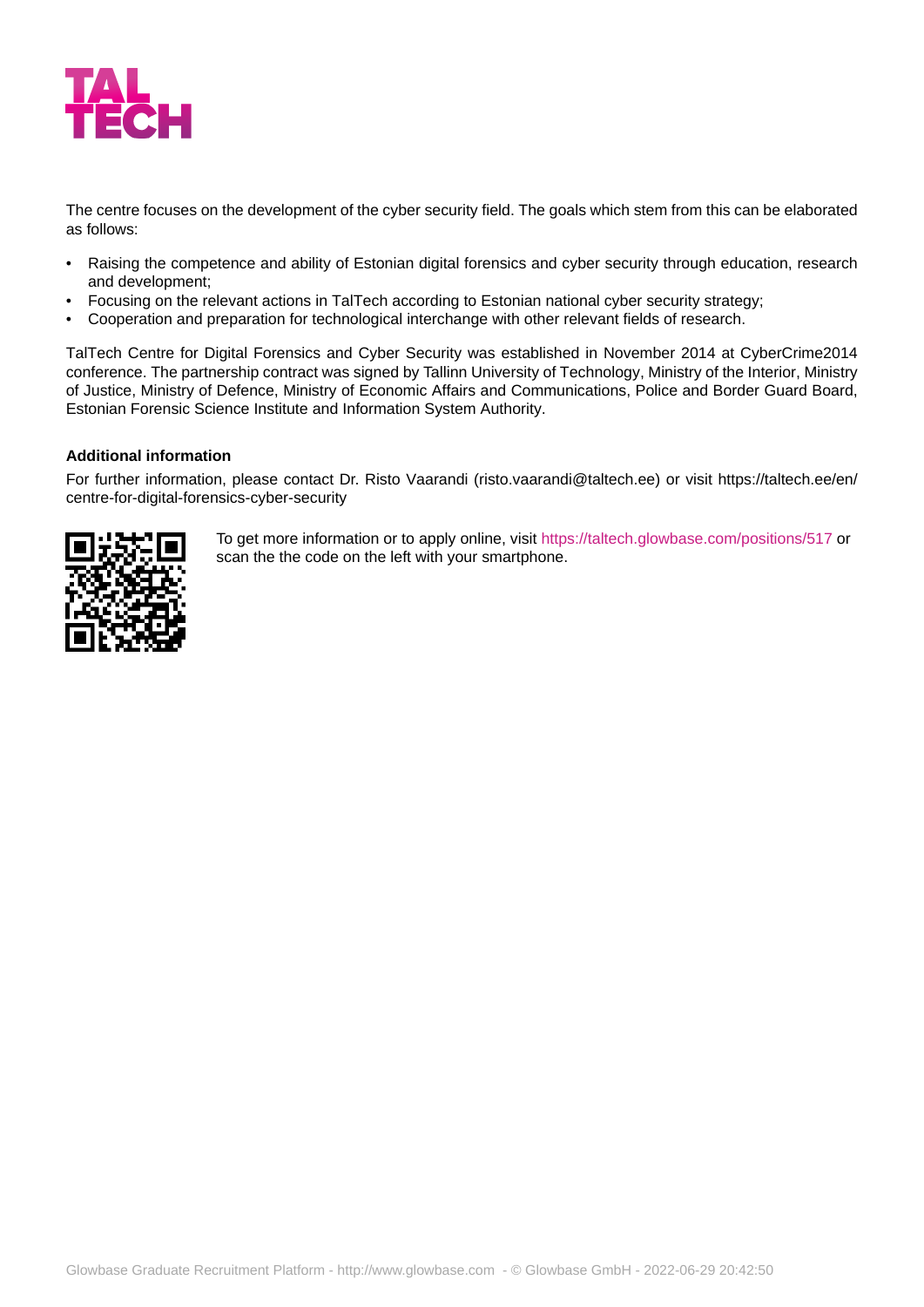The centre focuses on the development of the cyber security field. The goals which stem from this can be elaborated as follows:

- Raising the competence and ability of Estonian digital forensics and cyber security through education, research and development;
- Focusing on the relevant actions in TalTech according to Estonian national cyber security strategy;
- Cooperation and preparation for technological interchange with other relevant fields of research.

TalTech Centre for Digital Forensics and Cyber Security was established in November 2014 at CyberCrime2014 conference. The partnership contract was signed by Tallinn University of Technology, Ministry of the Interior, Ministry of Justice, Ministry of Defence, Ministry of Economic Affairs and Communications, Police and Border Guard Board, Estonian Forensic Science Institute and Information System Authority.

**Additional information**

For further information, please contact Dr. Risto Vaarandi (risto.vaarandi@taltech.ee) or visit https://taltech.ee/en/centre-for-digital-forensics-cyber-security

To get more information or to apply online, visit https://taltech.glowbase.com/positions/517 or scan the the code on the left with your smartphone.